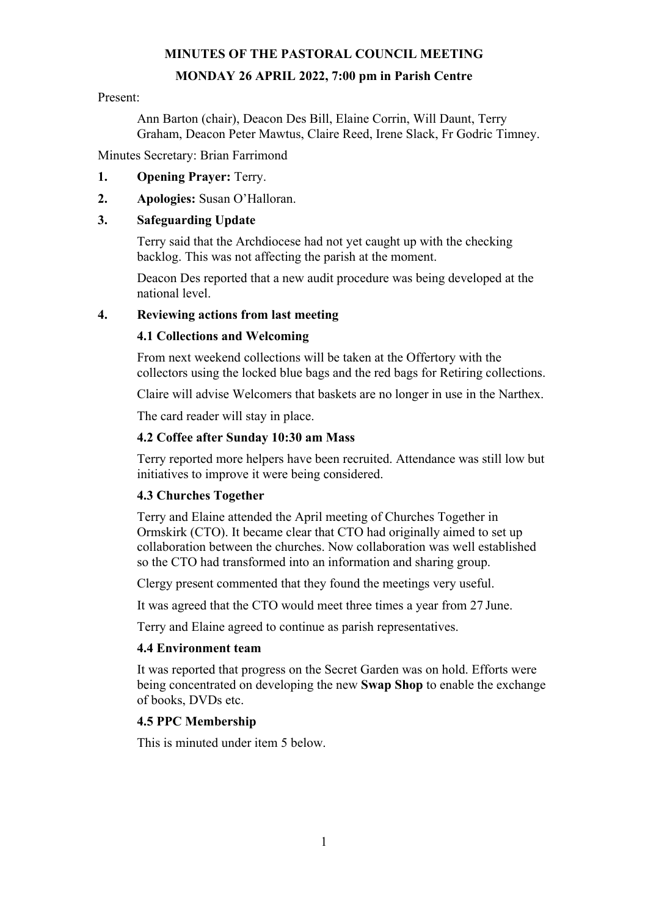**MINUTES OF THE PASTORAL COUNCIL MEETING**

**MONDAY 26 APRIL 2022, 7:00 pm in Parish Centre**

Present:

Ann Barton (chair), Deacon Des Bill, Elaine Corrin, Will Daunt, Terry Graham, Deacon Peter Mawtus, Claire Reed, Irene Slack, Fr Godric Timney.

Minutes Secretary: Brian Farrimond

1. **Opening Prayer:** Terry.

2. **Apologies:** Susan O'Halloran.

3. **Safeguarding Update**

   Terry said that the Archdiocese had not yet caught up with the checking backlog. This was not affecting the parish at the moment.

   Deacon Des reported that a new audit procedure was being developed at the national level.

4. **Reviewing actions from last meeting**

   **4.1 Collections and Welcoming**

   From next weekend collections will be taken at the Offertory with the collectors using the locked blue bags and the red bags for Retiring collections.

   Claire will advise Welcomers that baskets are no longer in use in the Narthex.

   The card reader will stay in place.

   **4.2 Coffee after Sunday 10:30 am Mass**

   Terry reported more helpers have been recruited. Attendance was still low but initiatives to improve it were being considered.

   **4.3 Churches Together**

   Terry and Elaine attended the April meeting of Churches Together in Ormskirk (CTO). It became clear that CTO had originally aimed to set up collaboration between the churches. Now collaboration was well established so the CTO had transformed into an information and sharing group.

   Clergy present commented that they found the meetings very useful.

   It was agreed that the CTO would meet three times a year from 27 June.

   Terry and Elaine agreed to continue as parish representatives.

   **4.4 Environment team**

   It was reported that progress on the Secret Garden was on hold. Efforts were being concentrated on developing the new **Swap Shop** to enable the exchange of books, DVDs etc.

   **4.5 PPC Membership**

   This is minuted under item 5 below.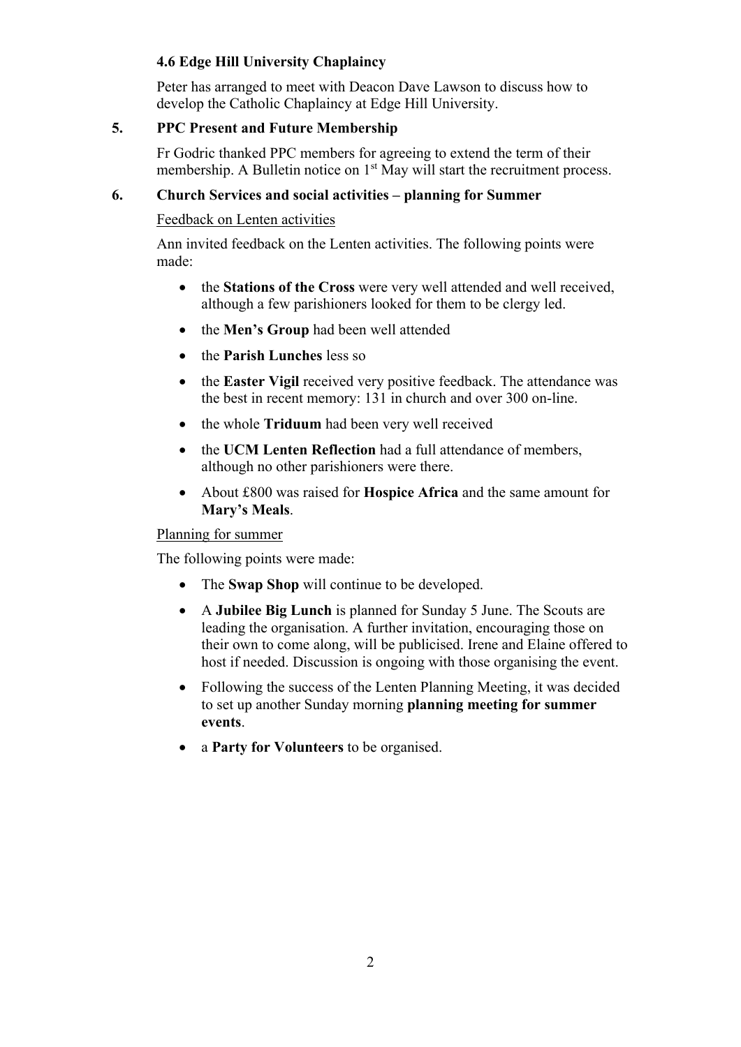### 4.6 Edge Hill University Chaplaincy

Peter has arranged to meet with Deacon Dave Lawson to discuss how to develop the Catholic Chaplaincy at Edge Hill University.

## 5. PPC Present and Future Membership

Fr Godric thanked PPC members for agreeing to extend the term of their membership. A Bulletin notice on 1st May will start the recruitment process.

## 6. Church Services and social activities – planning for Summer

<u>Feedback on Lenten activities</u>

Ann invited feedback on the Lenten activities. The following points were made:

- the **Stations of the Cross** were very well attended and well received, although a few parishioners looked for them to be clergy led.
- the **Men's Group** had been well attended
- the **Parish Lunches** less so
- the **Easter Vigil** received very positive feedback. The attendance was the best in recent memory: 131 in church and over 300 on-line.
- the whole **Triduum** had been very well received
- the **UCM Lenten Reflection** had a full attendance of members, although no other parishioners were there.
- About £800 was raised for **Hospice Africa** and the same amount for **Mary's Meals**.

<u>Planning for summer</u>

The following points were made:

- The **Swap Shop** will continue to be developed.
- A **Jubilee Big Lunch** is planned for Sunday 5 June. The Scouts are leading the organisation. A further invitation, encouraging those on their own to come along, will be publicised. Irene and Elaine offered to host if needed. Discussion is ongoing with those organising the event.
- Following the success of the Lenten Planning Meeting, it was decided to set up another Sunday morning **planning meeting for summer events**.
- a **Party for Volunteers** to be organised.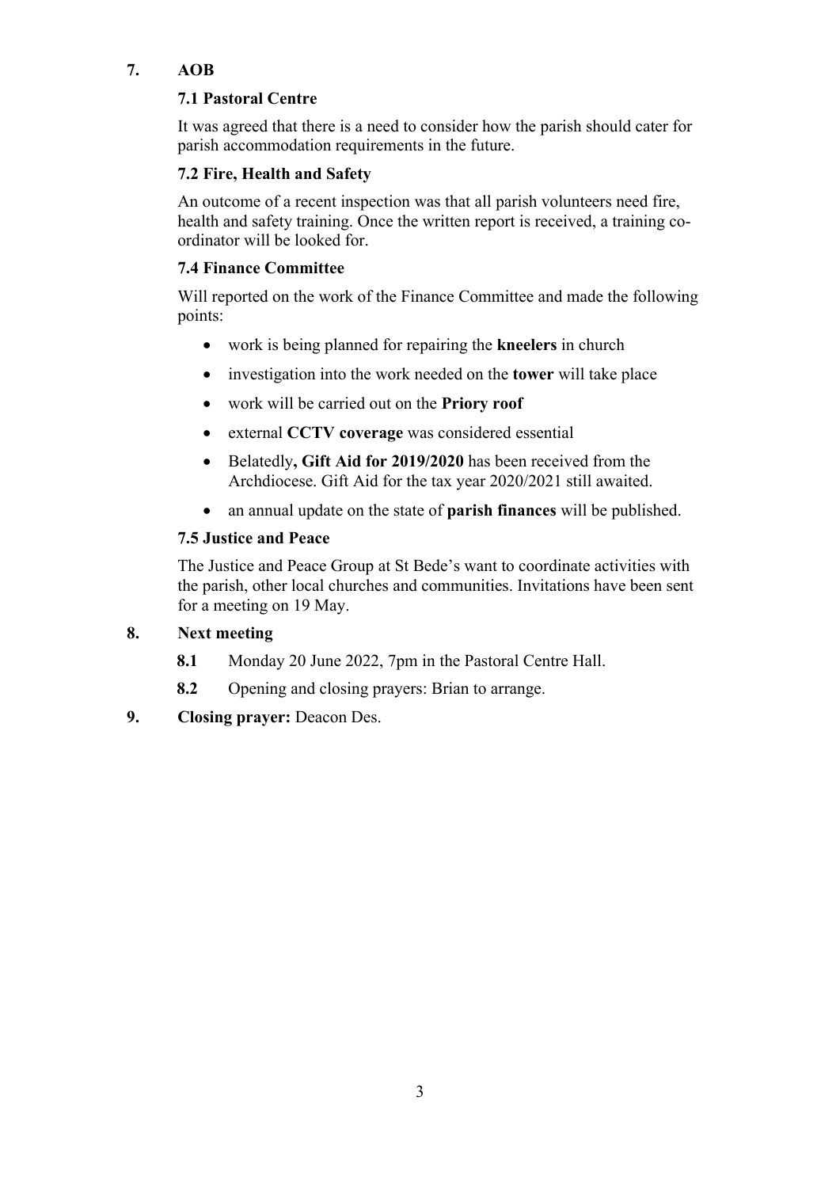## 7. AOB

### 7.1 Pastoral Centre

It was agreed that there is a need to consider how the parish should cater for parish accommodation requirements in the future.

### 7.2 Fire, Health and Safety

An outcome of a recent inspection was that all parish volunteers need fire, health and safety training. Once the written report is received, a training co-ordinator will be looked for.

### 7.4 Finance Committee

Will reported on the work of the Finance Committee and made the following points:

- work is being planned for repairing the **kneelers** in church
- investigation into the work needed on the **tower** will take place
- work will be carried out on the **Priory roof**
- external **CCTV coverage** was considered essential
- Belatedly**, Gift Aid for 2019/2020** has been received from the Archdiocese. Gift Aid for the tax year 2020/2021 still awaited.
- an annual update on the state of **parish finances** will be published.

### 7.5 Justice and Peace

The Justice and Peace Group at St Bede's want to coordinate activities with the parish, other local churches and communities. Invitations have been sent for a meeting on 19 May.

## 8. Next meeting

**8.1** Monday 20 June 2022, 7pm in the Pastoral Centre Hall.

**8.2** Opening and closing prayers: Brian to arrange.

## 9. Closing prayer: Deacon Des.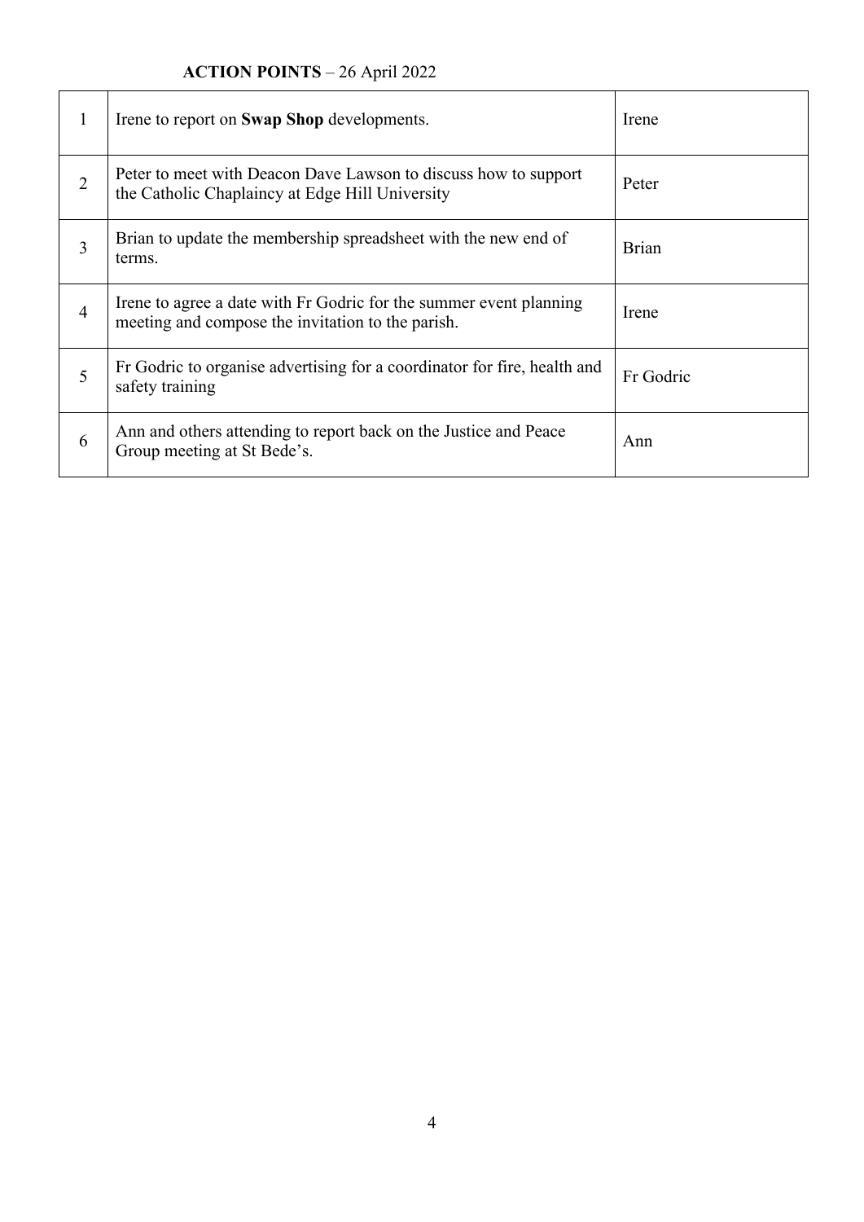**ACTION POINTS** – 26 April 2022

| | | |
|---|---|---|
| 1 | Irene to report on **Swap Shop** developments. | Irene |
| 2 | Peter to meet with Deacon Dave Lawson to discuss how to support the Catholic Chaplaincy at Edge Hill University | Peter |
| 3 | Brian to update the membership spreadsheet with the new end of terms. | Brian |
| 4 | Irene to agree a date with Fr Godric for the summer event planning meeting and compose the invitation to the parish. | Irene |
| 5 | Fr Godric to organise advertising for a coordinator for fire, health and safety training | Fr Godric |
| 6 | Ann and others attending to report back on the Justice and Peace Group meeting at St Bede's. | Ann |